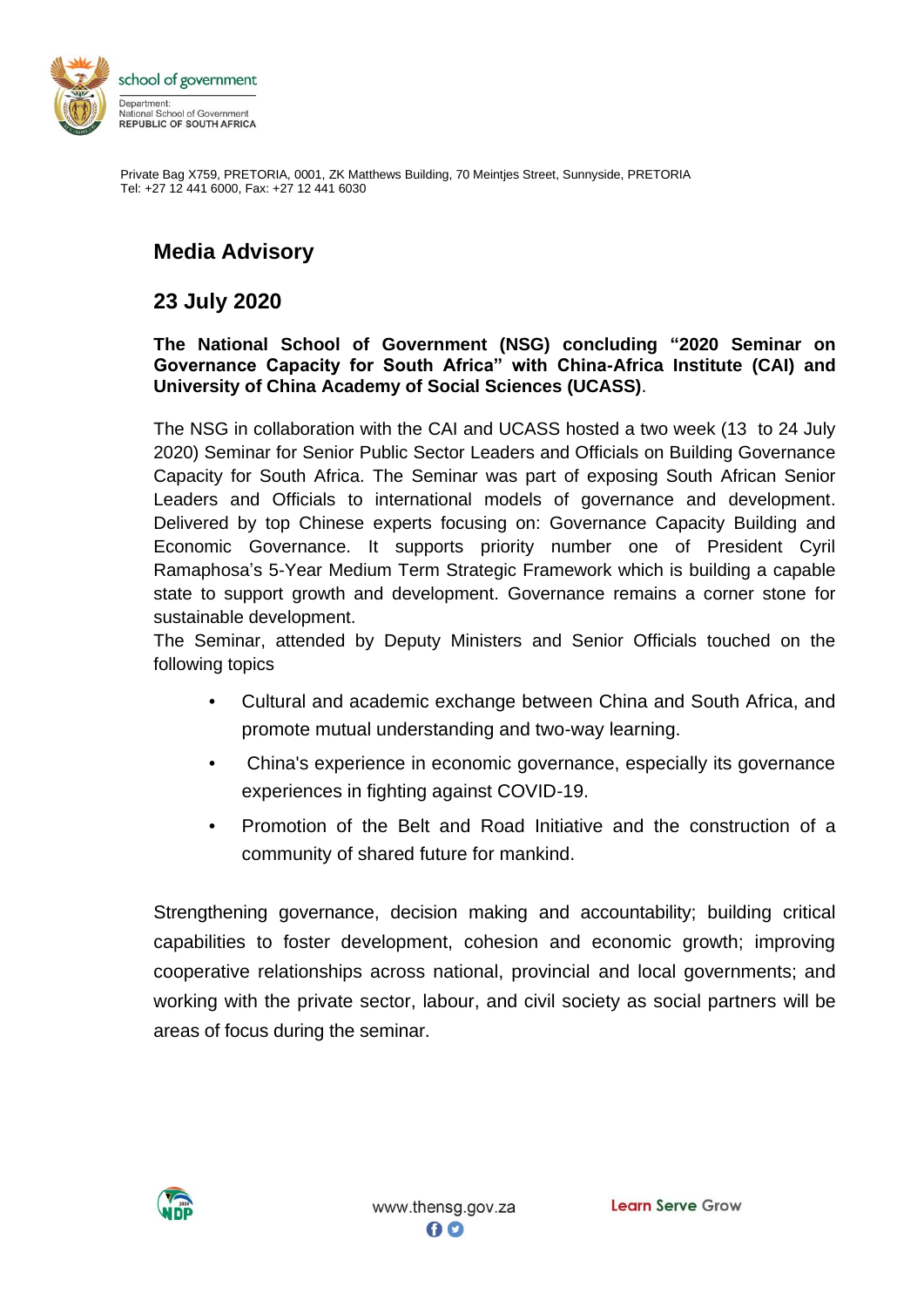school of government

Department:
National School of Government
REPUBLIC OF SOUTH AFRICA

Private Bag X759, PRETORIA, 0001, ZK Matthews Building, 70 Meintjes Street, Sunnyside, PRETORIA
Tel: +27 12 441 6000, Fax: +27 12 441 6030

## Media Advisory

## 23 July 2020

**The National School of Government (NSG) concluding "2020 Seminar on Governance Capacity for South Africa" with China-Africa Institute (CAI) and University of China Academy of Social Sciences (UCASS)**.

The NSG in collaboration with the CAI and UCASS hosted a two week (13 to 24 July 2020) Seminar for Senior Public Sector Leaders and Officials on Building Governance Capacity for South Africa. The Seminar was part of exposing South African Senior Leaders and Officials to international models of governance and development. Delivered by top Chinese experts focusing on: Governance Capacity Building and Economic Governance. It supports priority number one of President Cyril Ramaphosa's 5-Year Medium Term Strategic Framework which is building a capable state to support growth and development. Governance remains a corner stone for sustainable development.
The Seminar, attended by Deputy Ministers and Senior Officials touched on the following topics

- Cultural and academic exchange between China and South Africa, and promote mutual understanding and two-way learning.
- China's experience in economic governance, especially its governance experiences in fighting against COVID-19.
- Promotion of the Belt and Road Initiative and the construction of a community of shared future for mankind.

Strengthening governance, decision making and accountability; building critical capabilities to foster development, cohesion and economic growth; improving cooperative relationships across national, provincial and local governments; and working with the private sector, labour, and civil society as social partners will be areas of focus during the seminar.

www.thensg.gov.za

Learn Serve Grow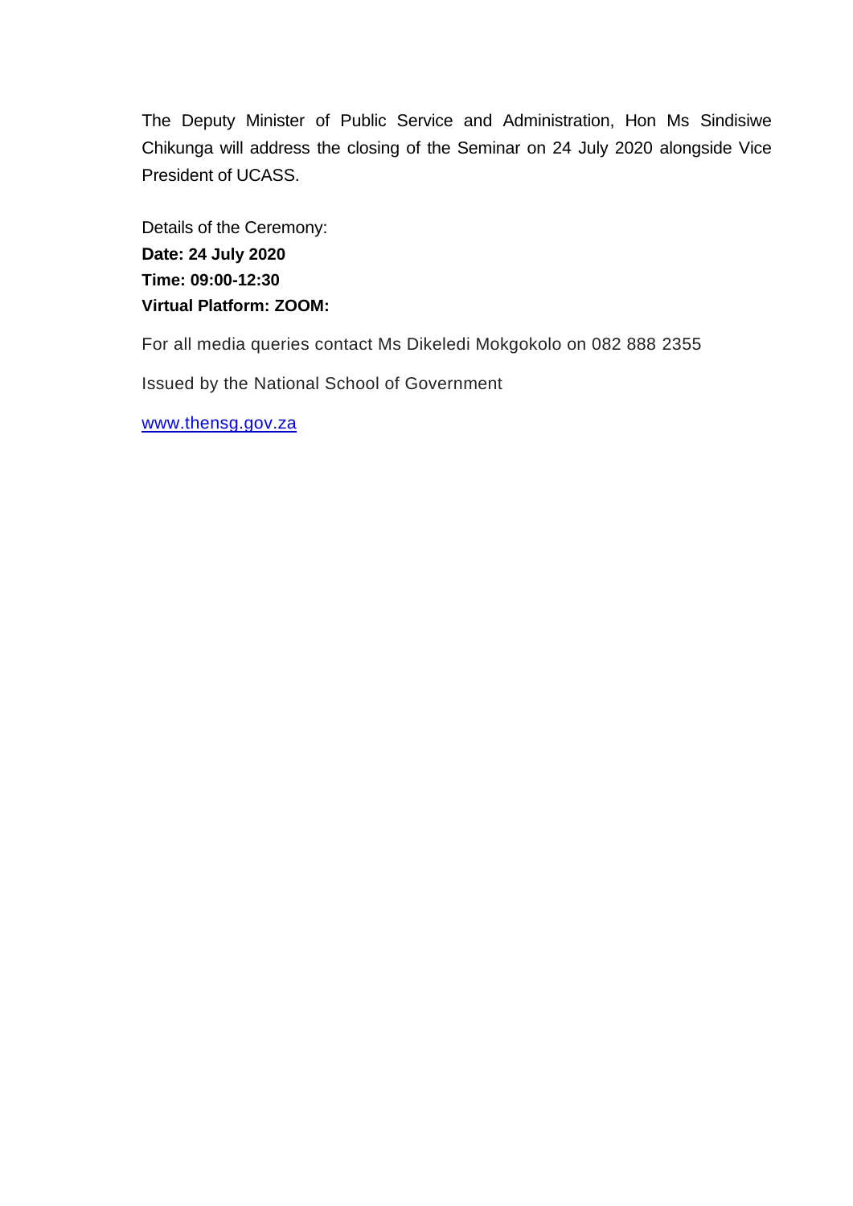The Deputy Minister of Public Service and Administration, Hon Ms Sindisiwe Chikunga will address the closing of the Seminar on 24 July 2020 alongside Vice President of UCASS.

Details of the Ceremony:
**Date: 24 July 2020**
**Time: 09:00-12:30**
**Virtual Platform: ZOOM:**

For all media queries contact Ms Dikeledi Mokgokolo on 082 888 2355

Issued by the National School of Government

www.thensg.gov.za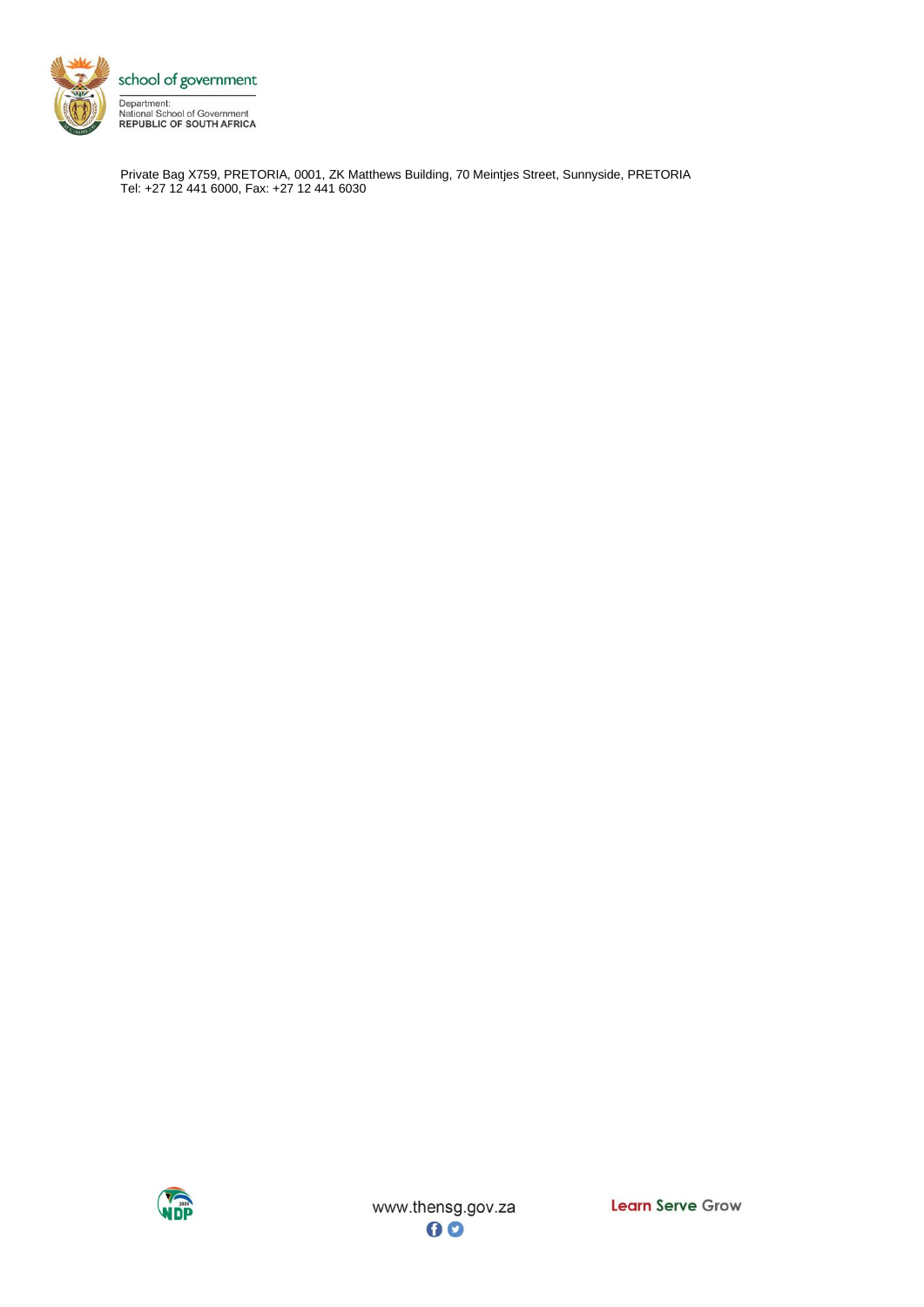school of government

Department:
National School of Government
**REPUBLIC OF SOUTH AFRICA**

Private Bag X759, PRETORIA, 0001, ZK Matthews Building, 70 Meintjes Street, Sunnyside, PRETORIA
Tel: +27 12 441 6000, Fax: +27 12 441 6030

www.thensg.gov.za

Learn Serve Grow